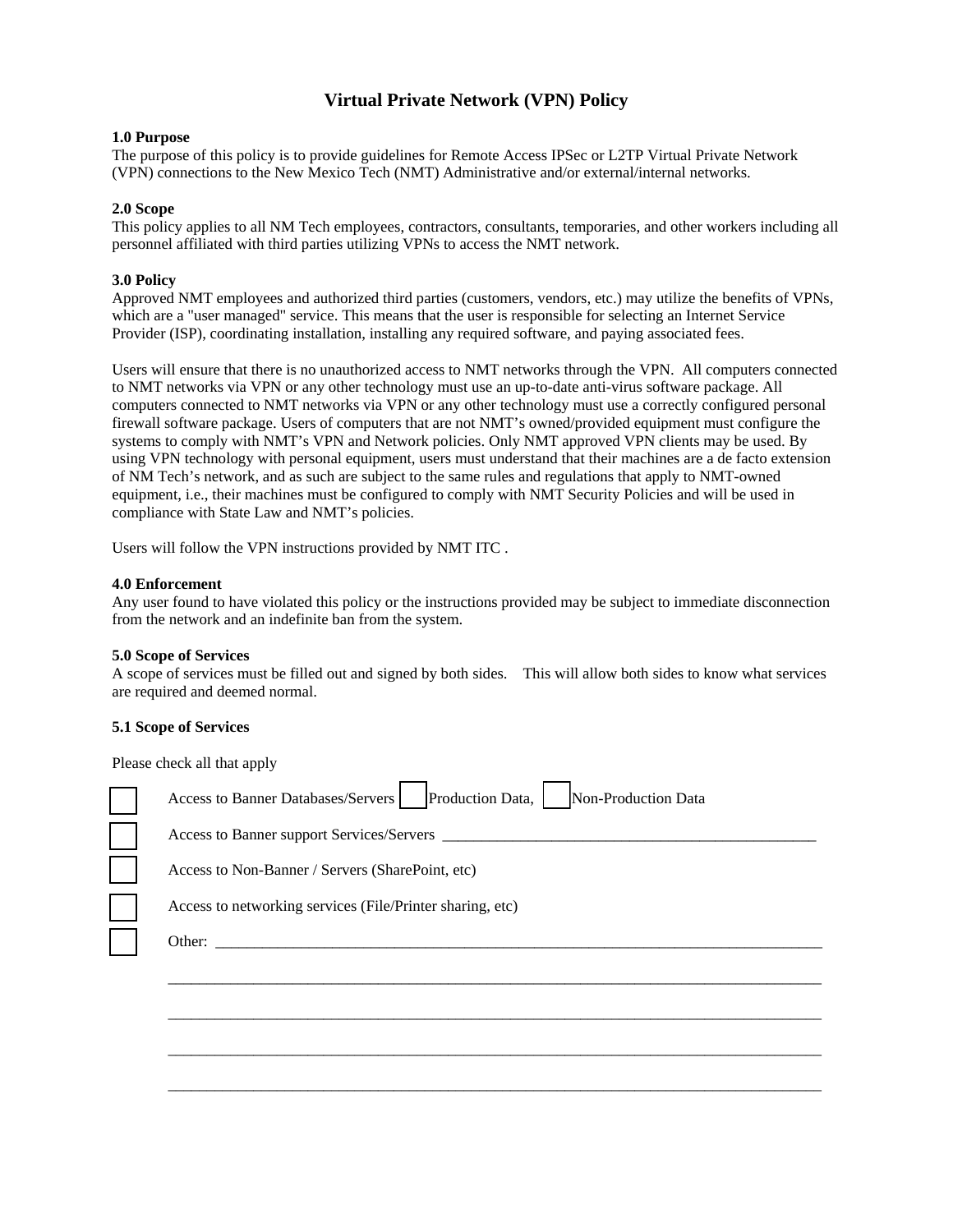# Virtual Private Network (VPN) Policy

### 1.0 Purpose

The purpose of this policy is to provide guidelines for Remote Access IPSec or L2TP Virtual Private Network (VPN) connections to the New Mexico Tech (NMT) Administrative and/or external/internal networks.

### 2.0 Scope

This policy applies to all NM Tech employees, contractors, consultants, temporaries, and other workers including all personnel affiliated with third parties utilizing VPNs to access the NMT network.

### 3.0 Policy

Approved NMT employees and authorized third parties (customers, vendors, etc.) may utilize the benefits of VPNs, which are a "user managed" service. This means that the user is responsible for selecting an Internet Service Provider (ISP), coordinating installation, installing any required software, and paying associated fees.

Users will ensure that there is no unauthorized access to NMT networks through the VPN. All computers connected to NMT networks via VPN or any other technology must use an up-to-date anti-virus software package. All computers connected to NMT networks via VPN or any other technology must use a correctly configured personal firewall software package. Users of computers that are not NMT's owned/provided equipment must configure the systems to comply with NMT's VPN and Network policies. Only NMT approved VPN clients may be used. By using VPN technology with personal equipment, users must understand that their machines are a de facto extension of NM Tech's network, and as such are subject to the same rules and regulations that apply to NMT-owned equipment, i.e., their machines must be configured to comply with NMT Security Policies and will be used in compliance with State Law and NMT's policies.

Users will follow the VPN instructions provided by NMT ITC .

### 4.0 Enforcement

Any user found to have violated this policy or the instructions provided may be subject to immediate disconnection from the network and an indefinite ban from the system.

### 5.0 Scope of Services

A scope of services must be filled out and signed by both sides. This will allow both sides to know what services are required and deemed normal.

### 5.1 Scope of Services

Please check all that apply

- ☐ Access to Banner Databases/Servers ☐ Production Data, ☐ Non-Production Data
- ☐ Access to Banner support Services/Servers ____________________________________________
- ☐ Access to Non-Banner / Servers (SharePoint, etc)
- ☐ Access to networking services (File/Printer sharing, etc)
- ☐ Other: ________________________________________________________________________

________________________________________________________________________________

________________________________________________________________________________

________________________________________________________________________________

________________________________________________________________________________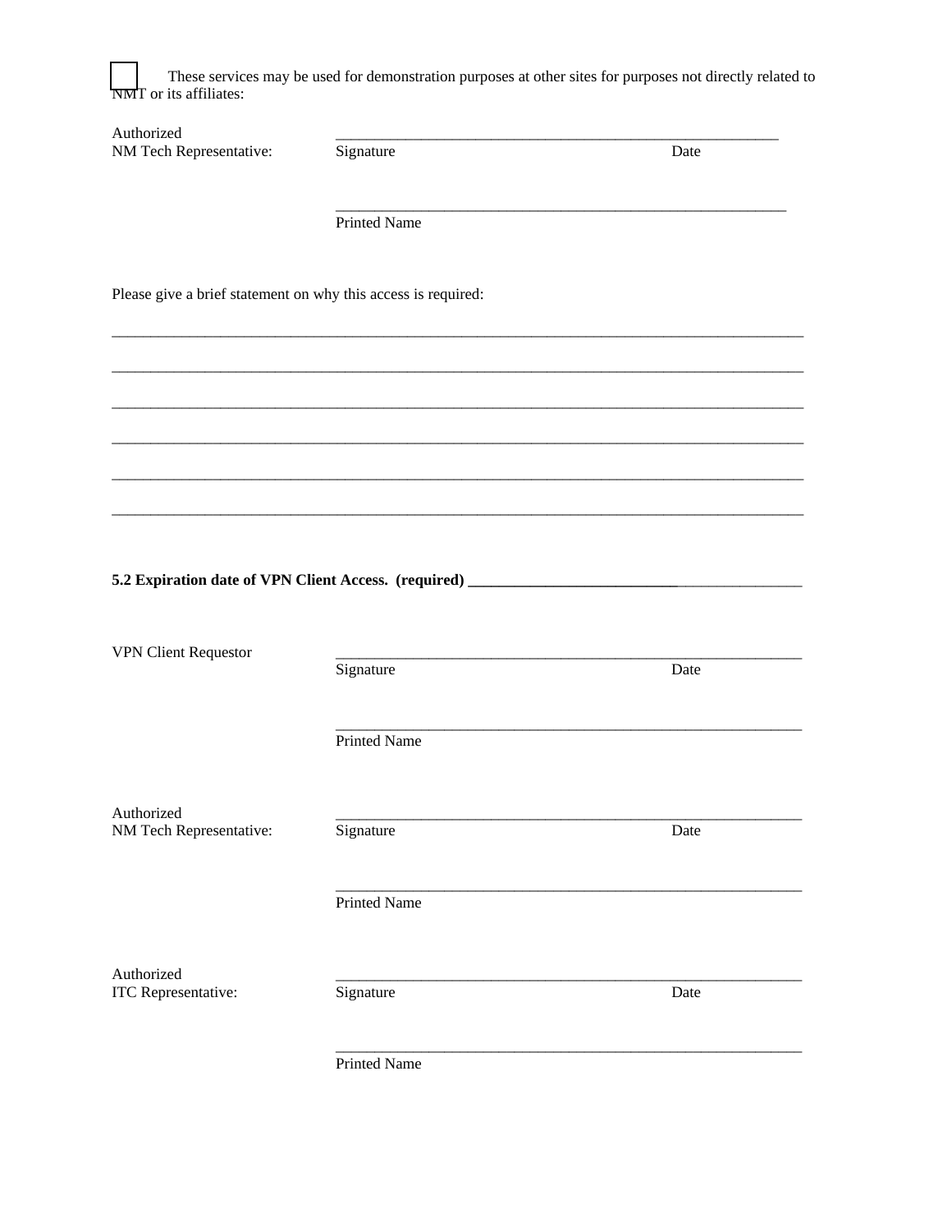☐ These services may be used for demonstration purposes at other sites for purposes not directly related to NMT or its affiliates:

Authorized NM Tech Representative: ____________________________________________
Signature Date

____________________________________________
Printed Name

Please give a brief statement on why this access is required:

________________________________________________________________________________

________________________________________________________________________________

________________________________________________________________________________

________________________________________________________________________________

________________________________________________________________________________

________________________________________________________________________________

**5.2 Expiration date of VPN Client Access. (required)** ____________________________________

VPN Client Requestor ____________________________________________
Signature Date

____________________________________________
Printed Name

Authorized NM Tech Representative: ____________________________________________
Signature Date

____________________________________________
Printed Name

Authorized ITC Representative: ____________________________________________
Signature Date

____________________________________________
Printed Name